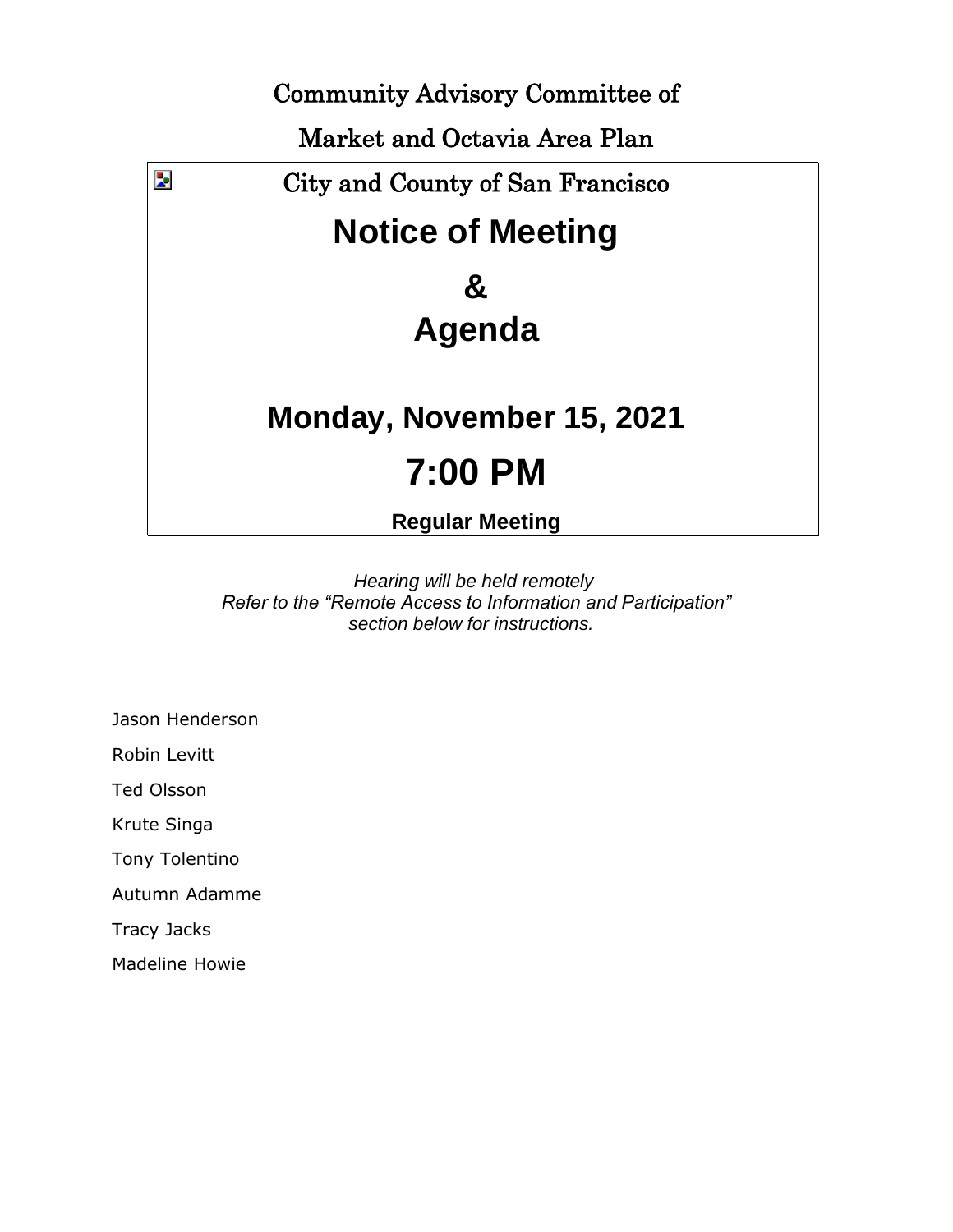# Community Advisory Committee of

# Market and Octavia Area Plan

## City and County of San Francisco

# Notice of Meeting

# &

# Agenda

## Monday, November 15, 2021

# 7:00 PM

**Regular Meeting**

*Hearing will be held remotely*
*Refer to the "Remote Access to Information and Participation" section below for instructions.*

Jason Henderson

Robin Levitt

Ted Olsson

Krute Singa

Tony Tolentino

Autumn Adamme

Tracy Jacks

Madeline Howie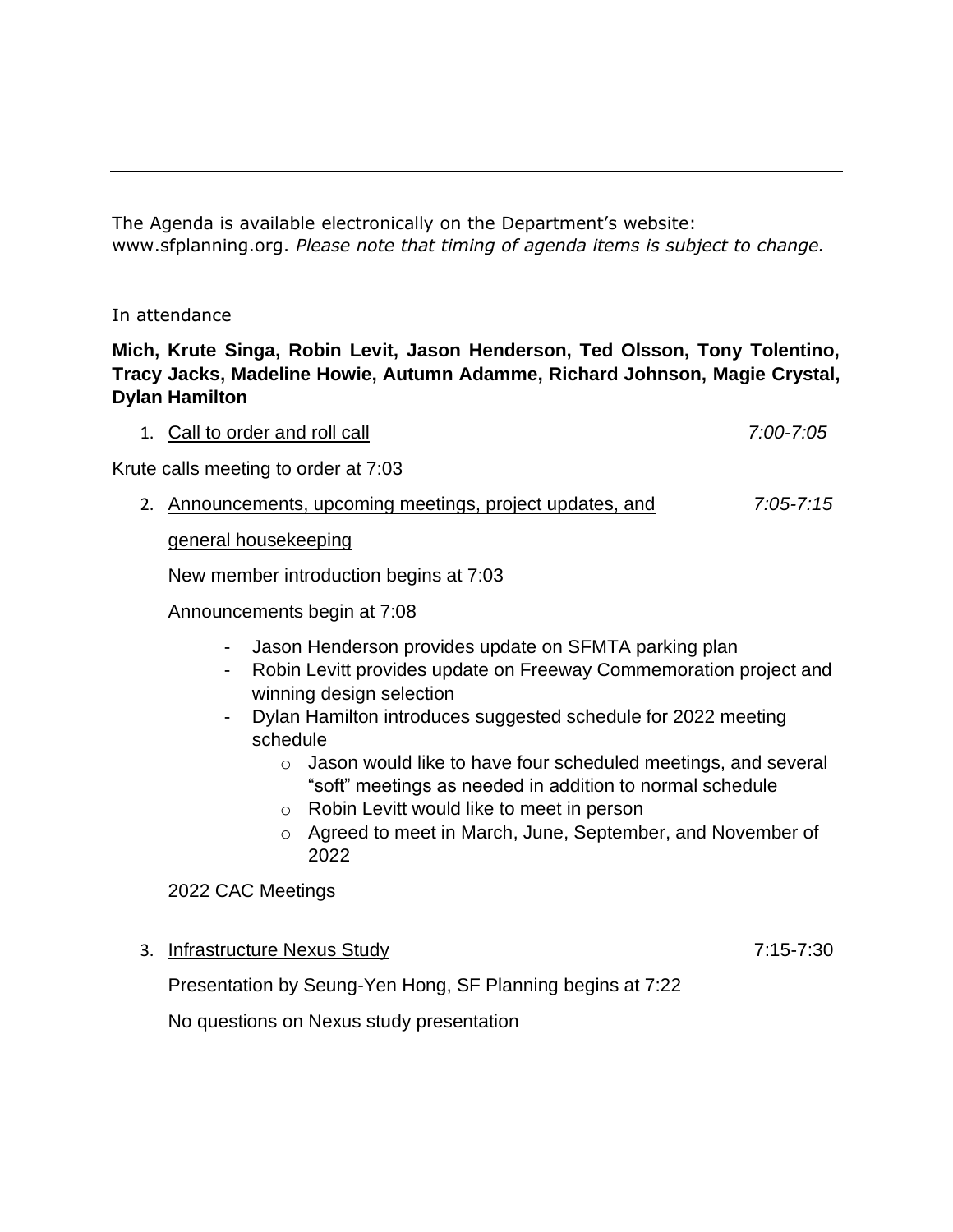---

The Agenda is available electronically on the Department's website: www.sfplanning.org. *Please note that timing of agenda items is subject to change.*

In attendance

**Mich, Krute Singa, Robin Levit, Jason Henderson, Ted Olsson, Tony Tolentino, Tracy Jacks, Madeline Howie, Autumn Adamme, Richard Johnson, Magie Crystal, Dylan Hamilton**

1. Call to order and roll call *7:00-7:05*

Krute calls meeting to order at 7:03

2. Announcements, upcoming meetings, project updates, and general housekeeping *7:05-7:15*

   New member introduction begins at 7:03

   Announcements begin at 7:08

   - Jason Henderson provides update on SFMTA parking plan
   - Robin Levitt provides update on Freeway Commemoration project and winning design selection
   - Dylan Hamilton introduces suggested schedule for 2022 meeting schedule
     - Jason would like to have four scheduled meetings, and several "soft" meetings as needed in addition to normal schedule
     - Robin Levitt would like to meet in person
     - Agreed to meet in March, June, September, and November of 2022

   2022 CAC Meetings

3. Infrastructure Nexus Study 7:15-7:30

   Presentation by Seung-Yen Hong, SF Planning begins at 7:22

   No questions on Nexus study presentation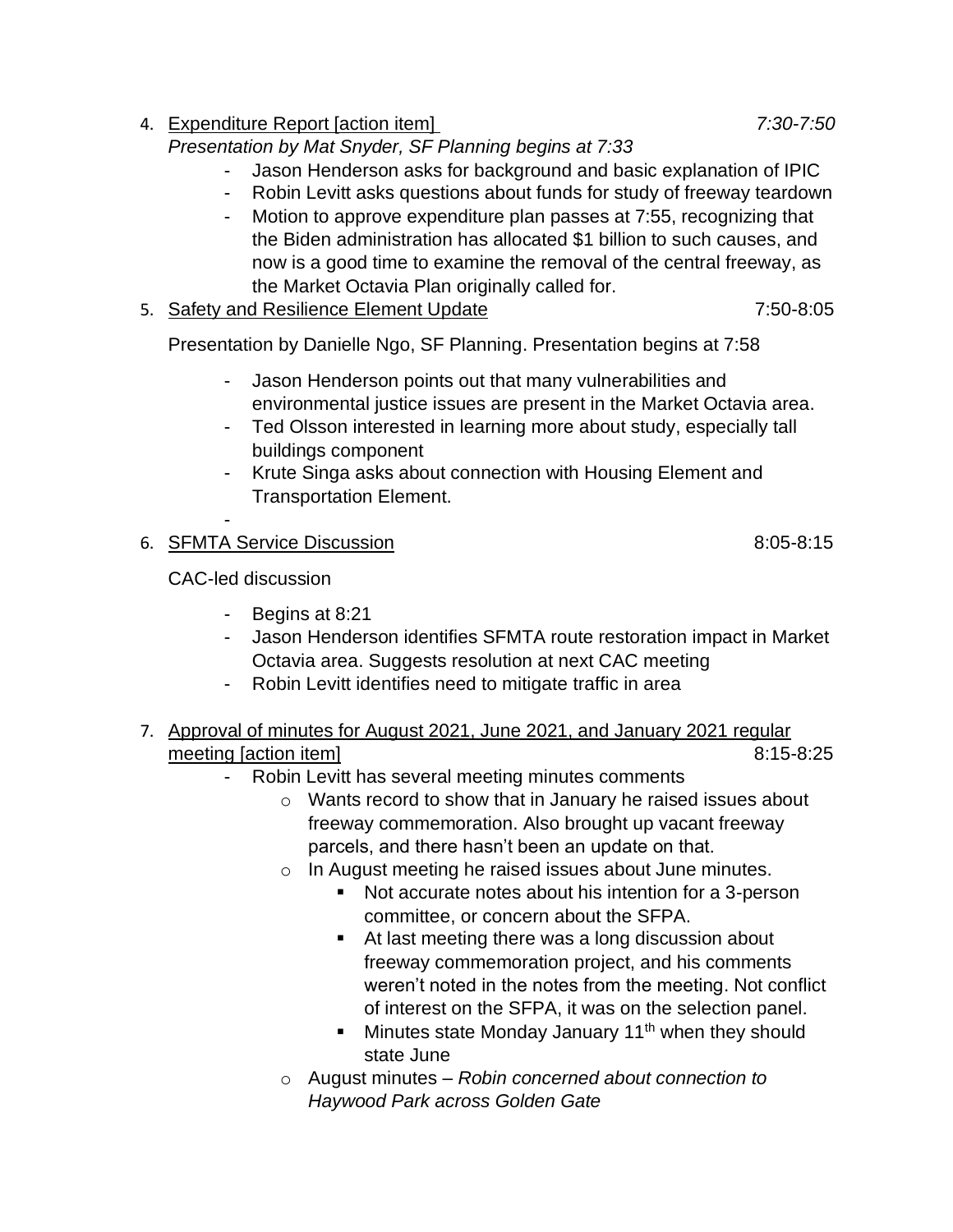4. Expenditure Report [action item] *7:30-7:50*

   *Presentation by Mat Snyder, SF Planning begins at 7:33*

   - Jason Henderson asks for background and basic explanation of IPIC
   - Robin Levitt asks questions about funds for study of freeway teardown
   - Motion to approve expenditure plan passes at 7:55, recognizing that the Biden administration has allocated $1 billion to such causes, and now is a good time to examine the removal of the central freeway, as the Market Octavia Plan originally called for.

5. Safety and Resilience Element Update 7:50-8:05

   Presentation by Danielle Ngo, SF Planning. Presentation begins at 7:58

   - Jason Henderson points out that many vulnerabilities and environmental justice issues are present in the Market Octavia area.
   - Ted Olsson interested in learning more about study, especially tall buildings component
   - Krute Singa asks about connection with Housing Element and Transportation Element.
   -

6. SFMTA Service Discussion 8:05-8:15

   CAC-led discussion

   - Begins at 8:21
   - Jason Henderson identifies SFMTA route restoration impact in Market Octavia area. Suggests resolution at next CAC meeting
   - Robin Levitt identifies need to mitigate traffic in area

7. Approval of minutes for August 2021, June 2021, and January 2021 regular meeting [action item] 8:15-8:25

   - Robin Levitt has several meeting minutes comments
     - Wants record to show that in January he raised issues about freeway commemoration. Also brought up vacant freeway parcels, and there hasn't been an update on that.
     - In August meeting he raised issues about June minutes.
       - Not accurate notes about his intention for a 3-person committee, or concern about the SFPA.
       - At last meeting there was a long discussion about freeway commemoration project, and his comments weren't noted in the notes from the meeting. Not conflict of interest on the SFPA, it was on the selection panel.
       - Minutes state Monday January 11th when they should state June
     - August minutes – *Robin concerned about connection to Haywood Park across Golden Gate*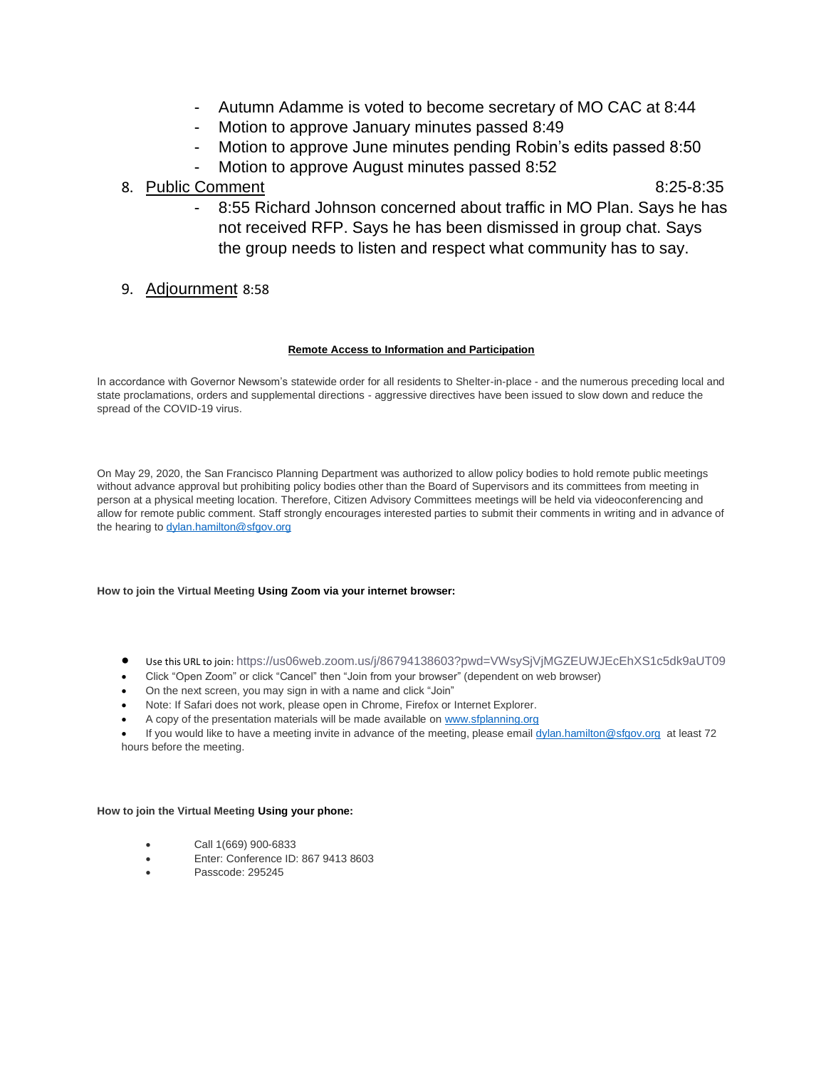- Autumn Adamme is voted to become secretary of MO CAC at 8:44
- Motion to approve January minutes passed 8:49
- Motion to approve June minutes pending Robin's edits passed 8:50
- Motion to approve August minutes passed 8:52

8. Public Comment 8:25-8:35
    - 8:55 Richard Johnson concerned about traffic in MO Plan. Says he has not received RFP. Says he has been dismissed in group chat. Says the group needs to listen and respect what community has to say.

9. Adjournment 8:58

**Remote Access to Information and Participation**

In accordance with Governor Newsom's statewide order for all residents to Shelter-in-place - and the numerous preceding local and state proclamations, orders and supplemental directions - aggressive directives have been issued to slow down and reduce the spread of the COVID-19 virus.

On May 29, 2020, the San Francisco Planning Department was authorized to allow policy bodies to hold remote public meetings without advance approval but prohibiting policy bodies other than the Board of Supervisors and its committees from meeting in person at a physical meeting location. Therefore, Citizen Advisory Committees meetings will be held via videoconferencing and allow for remote public comment. Staff strongly encourages interested parties to submit their comments in writing and in advance of the hearing to dylan.hamilton@sfgov.org

**How to join the Virtual Meeting Using Zoom via your internet browser:**

- Use this URL to join: https://us06web.zoom.us/j/86794138603?pwd=VWsySjVjMGZEUWJEcEhXS1c5dk9aUT09
- Click "Open Zoom" or click "Cancel" then "Join from your browser" (dependent on web browser)
- On the next screen, you may sign in with a name and click "Join"
- Note: If Safari does not work, please open in Chrome, Firefox or Internet Explorer.
- A copy of the presentation materials will be made available on www.sfplanning.org
- If you would like to have a meeting invite in advance of the meeting, please email dylan.hamilton@sfgov.org at least 72 hours before the meeting.

**How to join the Virtual Meeting Using your phone:**

- Call 1(669) 900-6833
- Enter: Conference ID: 867 9413 8603
- Passcode: 295245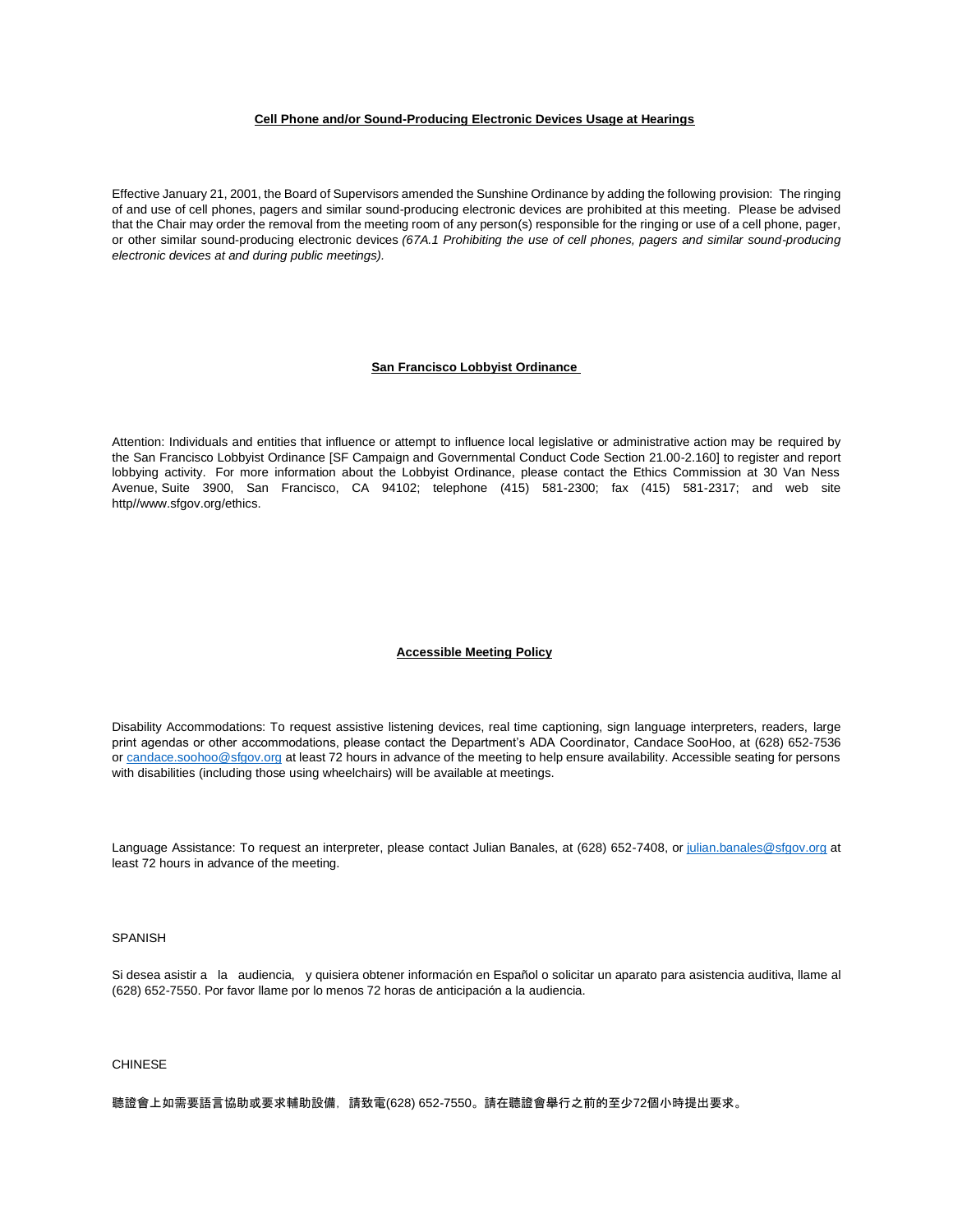**Cell Phone and/or Sound-Producing Electronic Devices Usage at Hearings**

Effective January 21, 2001, the Board of Supervisors amended the Sunshine Ordinance by adding the following provision: The ringing of and use of cell phones, pagers and similar sound-producing electronic devices are prohibited at this meeting. Please be advised that the Chair may order the removal from the meeting room of any person(s) responsible for the ringing or use of a cell phone, pager, or other similar sound-producing electronic devices *(67A.1 Prohibiting the use of cell phones, pagers and similar sound-producing electronic devices at and during public meetings).*

**San Francisco Lobbyist Ordinance**

Attention: Individuals and entities that influence or attempt to influence local legislative or administrative action may be required by the San Francisco Lobbyist Ordinance [SF Campaign and Governmental Conduct Code Section 21.00-2.160] to register and report lobbying activity. For more information about the Lobbyist Ordinance, please contact the Ethics Commission at 30 Van Ness Avenue, Suite 3900, San Francisco, CA 94102; telephone (415) 581-2300; fax (415) 581-2317; and web site http//www.sfgov.org/ethics.

**Accessible Meeting Policy**

Disability Accommodations: To request assistive listening devices, real time captioning, sign language interpreters, readers, large print agendas or other accommodations, please contact the Department's ADA Coordinator, Candace SooHoo, at (628) 652-7536 or candace.soohoo@sfgov.org at least 72 hours in advance of the meeting to help ensure availability. Accessible seating for persons with disabilities (including those using wheelchairs) will be available at meetings.

Language Assistance: To request an interpreter, please contact Julian Banales, at (628) 652-7408, or julian.banales@sfgov.org at least 72 hours in advance of the meeting.

SPANISH

Si desea asistir a la audiencia, y quisiera obtener información en Español o solicitar un aparato para asistencia auditiva, llame al (628) 652-7550. Por favor llame por lo menos 72 horas de anticipación a la audiencia.

CHINESE

聽證會上如需要語言協助或要求輔助設備，請致電(628) 652-7550。請在聽證會舉行之前的至少72個小時提出要求。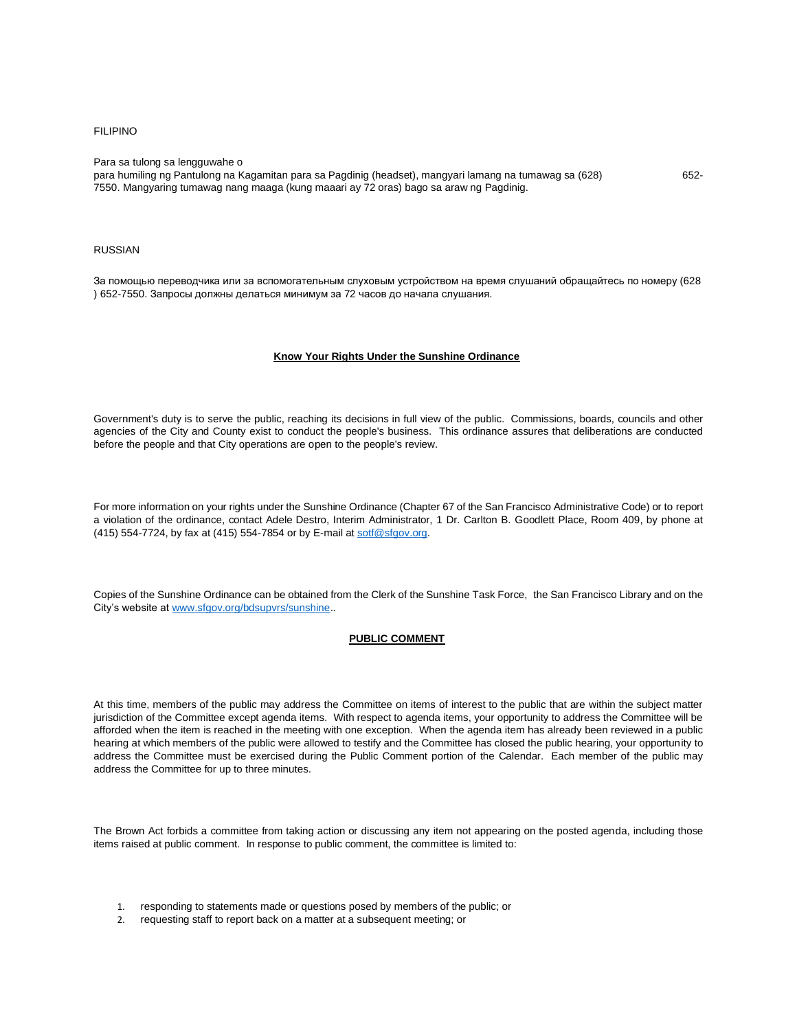FILIPINO

Para sa tulong sa lengguwahe o
para humiling ng Pantulong na Kagamitan para sa Pagdinig (headset), mangyari lamang na tumawag sa (628) 652-7550. Mangyaring tumawag nang maaga (kung maaari ay 72 oras) bago sa araw ng Pagdinig.

RUSSIAN

За помощью переводчика или за вспомогательным слуховым устройством на время слушаний обращайтесь по номеру (628 ) 652-7550. Запросы должны делаться минимум за 72 часов до начала слушания.

**Know Your Rights Under the Sunshine Ordinance**

Government's duty is to serve the public, reaching its decisions in full view of the public. Commissions, boards, councils and other agencies of the City and County exist to conduct the people's business. This ordinance assures that deliberations are conducted before the people and that City operations are open to the people's review.

For more information on your rights under the Sunshine Ordinance (Chapter 67 of the San Francisco Administrative Code) or to report a violation of the ordinance, contact Adele Destro, Interim Administrator, 1 Dr. Carlton B. Goodlett Place, Room 409, by phone at (415) 554-7724, by fax at (415) 554-7854 or by E-mail at sotf@sfgov.org.

Copies of the Sunshine Ordinance can be obtained from the Clerk of the Sunshine Task Force, the San Francisco Library and on the City's website at www.sfgov.org/bdsupvrs/sunshine..

**PUBLIC COMMENT**

At this time, members of the public may address the Committee on items of interest to the public that are within the subject matter jurisdiction of the Committee except agenda items. With respect to agenda items, your opportunity to address the Committee will be afforded when the item is reached in the meeting with one exception. When the agenda item has already been reviewed in a public hearing at which members of the public were allowed to testify and the Committee has closed the public hearing, your opportunity to address the Committee must be exercised during the Public Comment portion of the Calendar. Each member of the public may address the Committee for up to three minutes.

The Brown Act forbids a committee from taking action or discussing any item not appearing on the posted agenda, including those items raised at public comment. In response to public comment, the committee is limited to:

1. responding to statements made or questions posed by members of the public; or
2. requesting staff to report back on a matter at a subsequent meeting; or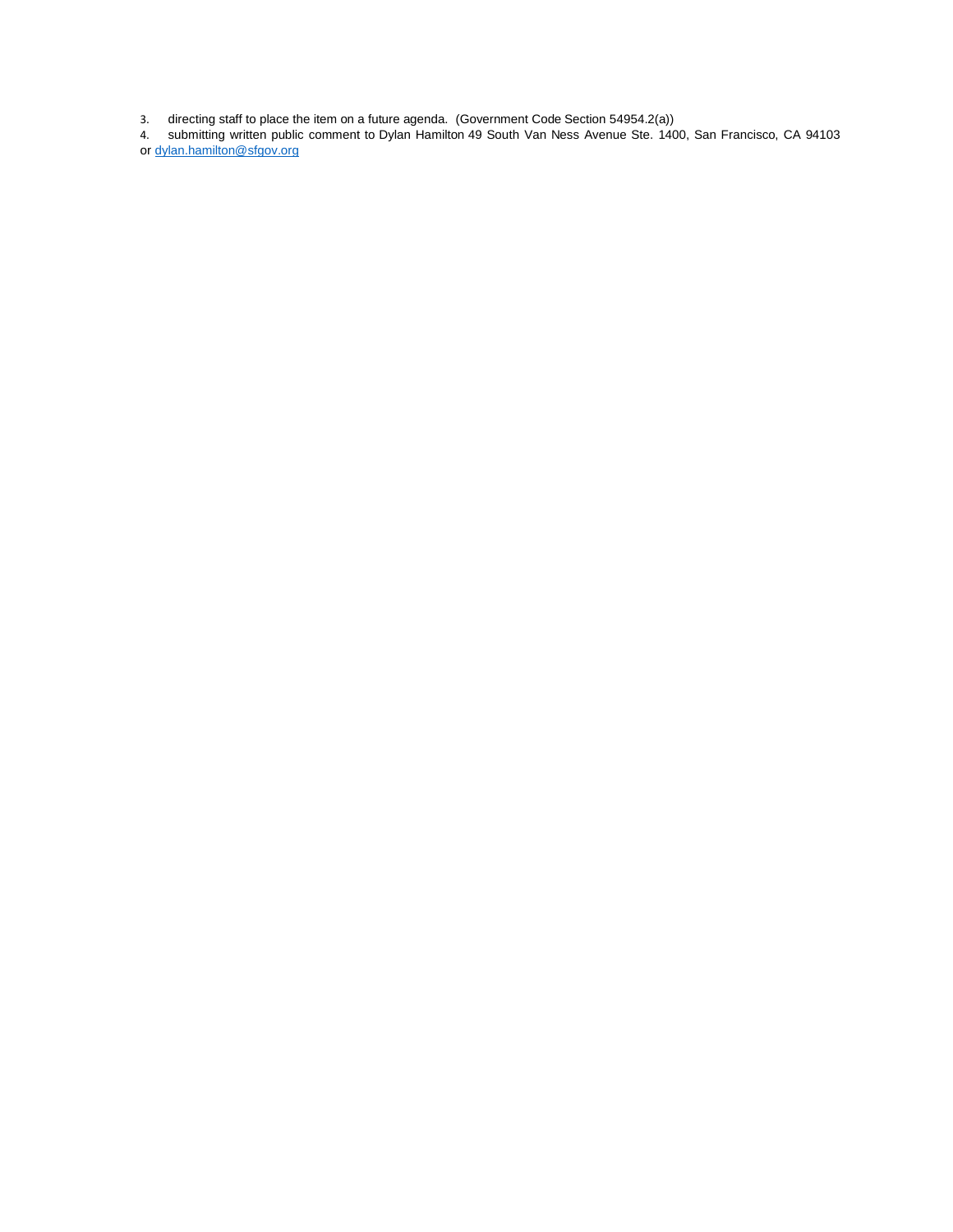3. directing staff to place the item on a future agenda. (Government Code Section 54954.2(a))
4. submitting written public comment to Dylan Hamilton 49 South Van Ness Avenue Ste. 1400, San Francisco, CA 94103 or dylan.hamilton@sfgov.org